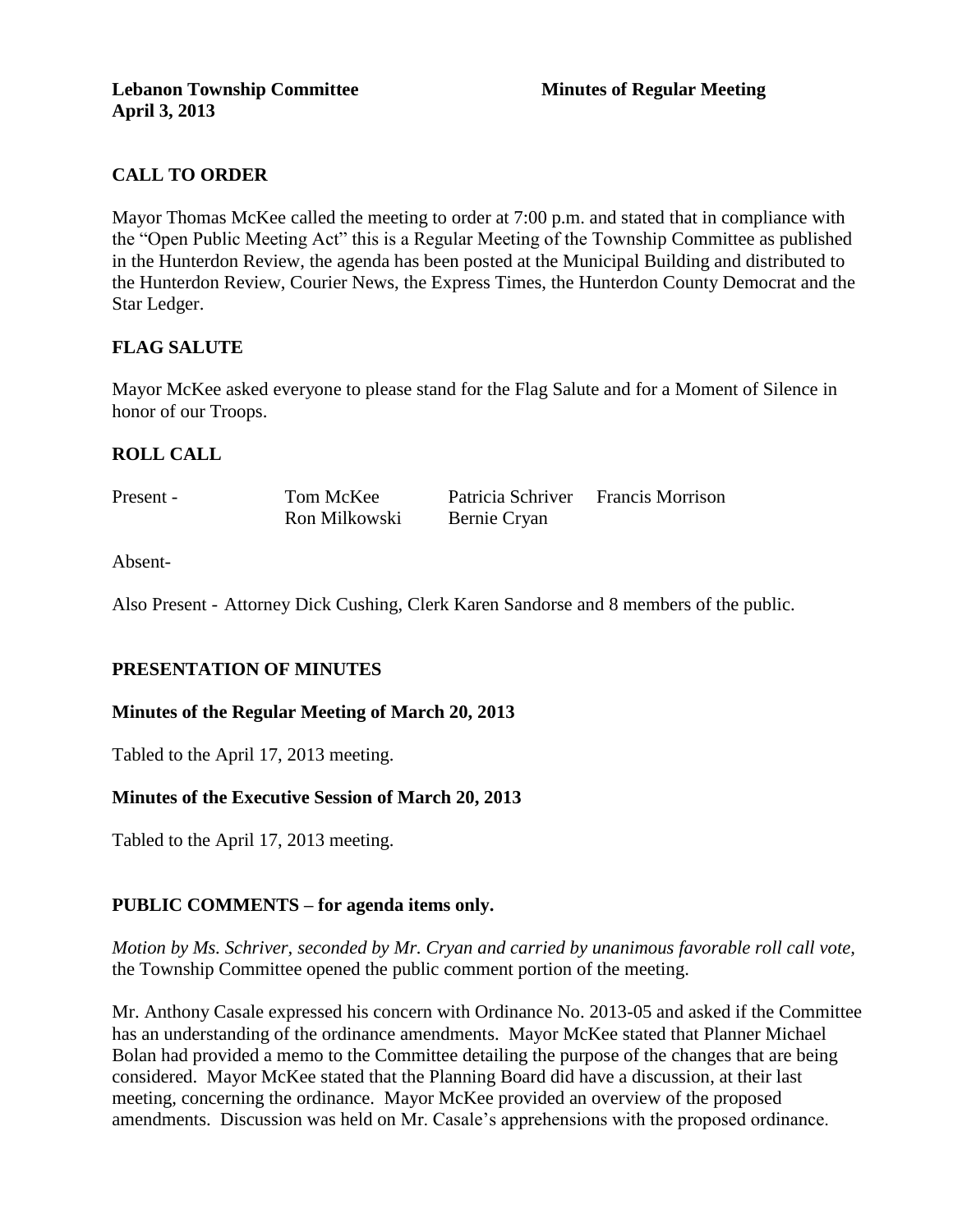**Lebanon Township Committee** **Minutes of Regular Meeting**
**April 3, 2013**

## CALL TO ORDER

Mayor Thomas McKee called the meeting to order at 7:00 p.m. and stated that in compliance with the "Open Public Meeting Act" this is a Regular Meeting of the Township Committee as published in the Hunterdon Review, the agenda has been posted at the Municipal Building and distributed to the Hunterdon Review, Courier News, the Express Times, the Hunterdon County Democrat and the Star Ledger.

## FLAG SALUTE

Mayor McKee asked everyone to please stand for the Flag Salute and for a Moment of Silence in honor of our Troops.

## ROLL CALL

| Present - | Tom McKee | Patricia Schriver | Francis Morrison |
|---|---|---|---|
| | Ron Milkowski | Bernie Cryan | |

Absent-

Also Present - Attorney Dick Cushing, Clerk Karen Sandorse and 8 members of the public.

## PRESENTATION OF MINUTES

### Minutes of the Regular Meeting of March 20, 2013

Tabled to the April 17, 2013 meeting.

### Minutes of the Executive Session of March 20, 2013

Tabled to the April 17, 2013 meeting.

## PUBLIC COMMENTS – for agenda items only.

*Motion by Ms. Schriver, seconded by Mr. Cryan and carried by unanimous favorable roll call vote,* the Township Committee opened the public comment portion of the meeting.

Mr. Anthony Casale expressed his concern with Ordinance No. 2013-05 and asked if the Committee has an understanding of the ordinance amendments. Mayor McKee stated that Planner Michael Bolan had provided a memo to the Committee detailing the purpose of the changes that are being considered. Mayor McKee stated that the Planning Board did have a discussion, at their last meeting, concerning the ordinance. Mayor McKee provided an overview of the proposed amendments. Discussion was held on Mr. Casale's apprehensions with the proposed ordinance.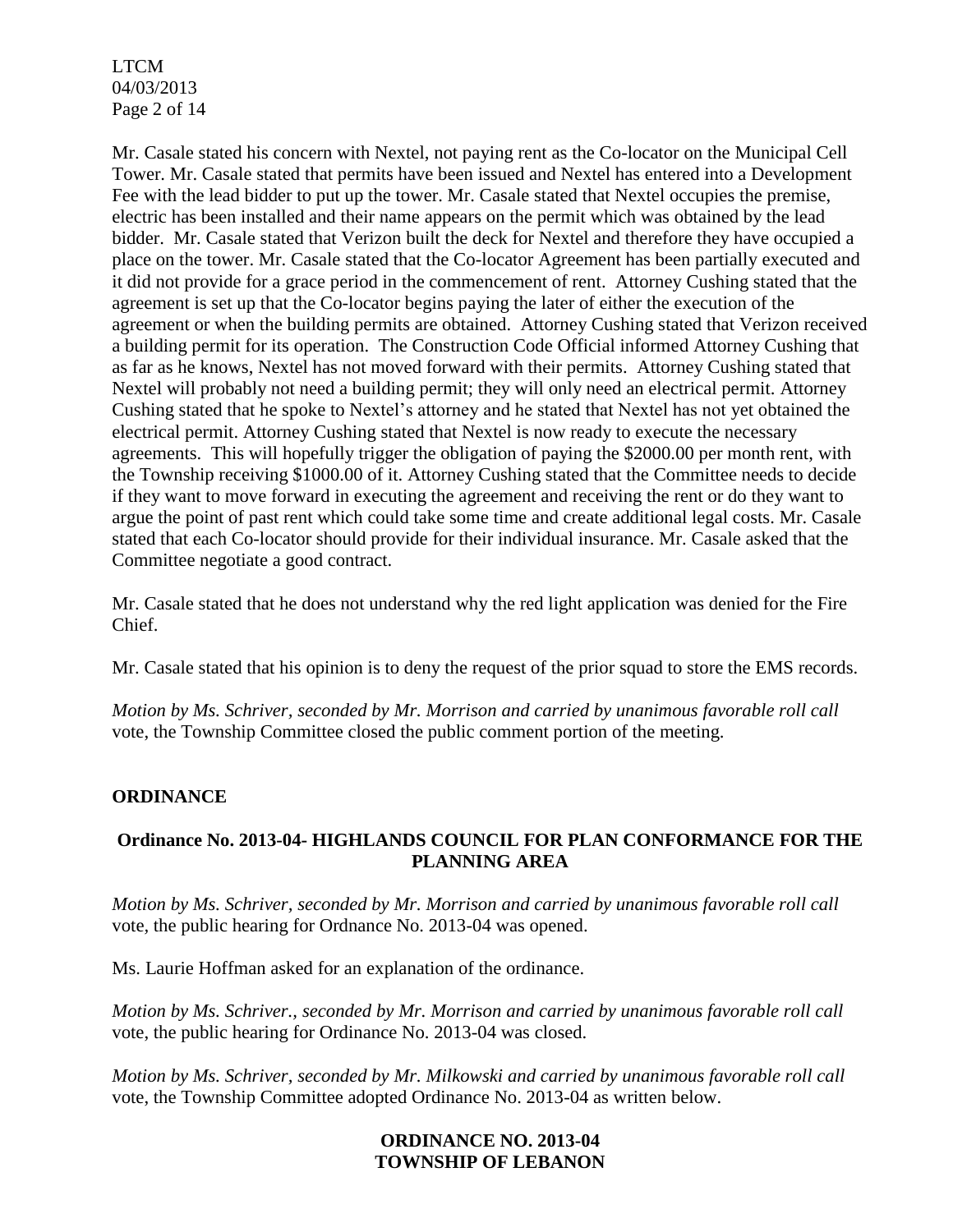Mr. Casale stated his concern with Nextel, not paying rent as the Co-locator on the Municipal Cell Tower. Mr. Casale stated that permits have been issued and Nextel has entered into a Development Fee with the lead bidder to put up the tower. Mr. Casale stated that Nextel occupies the premise, electric has been installed and their name appears on the permit which was obtained by the lead bidder. Mr. Casale stated that Verizon built the deck for Nextel and therefore they have occupied a place on the tower. Mr. Casale stated that the Co-locator Agreement has been partially executed and it did not provide for a grace period in the commencement of rent. Attorney Cushing stated that the agreement is set up that the Co-locator begins paying the later of either the execution of the agreement or when the building permits are obtained. Attorney Cushing stated that Verizon received a building permit for its operation. The Construction Code Official informed Attorney Cushing that as far as he knows, Nextel has not moved forward with their permits. Attorney Cushing stated that Nextel will probably not need a building permit; they will only need an electrical permit. Attorney Cushing stated that he spoke to Nextel's attorney and he stated that Nextel has not yet obtained the electrical permit. Attorney Cushing stated that Nextel is now ready to execute the necessary agreements. This will hopefully trigger the obligation of paying the $2000.00 per month rent, with the Township receiving $1000.00 of it. Attorney Cushing stated that the Committee needs to decide if they want to move forward in executing the agreement and receiving the rent or do they want to argue the point of past rent which could take some time and create additional legal costs. Mr. Casale stated that each Co-locator should provide for their individual insurance. Mr. Casale asked that the Committee negotiate a good contract.

Mr. Casale stated that he does not understand why the red light application was denied for the Fire Chief.

Mr. Casale stated that his opinion is to deny the request of the prior squad to store the EMS records.

*Motion by Ms. Schriver, seconded by Mr. Morrison and carried by unanimous favorable roll call* vote, the Township Committee closed the public comment portion of the meeting.

## ORDINANCE

### Ordinance No. 2013-04- HIGHLANDS COUNCIL FOR PLAN CONFORMANCE FOR THE PLANNING AREA

*Motion by Ms. Schriver, seconded by Mr. Morrison and carried by unanimous favorable roll call* vote, the public hearing for Ordnance No. 2013-04 was opened.

Ms. Laurie Hoffman asked for an explanation of the ordinance.

*Motion by Ms. Schriver., seconded by Mr. Morrison and carried by unanimous favorable roll call* vote, the public hearing for Ordinance No. 2013-04 was closed.

*Motion by Ms. Schriver, seconded by Mr. Milkowski and carried by unanimous favorable roll call* vote, the Township Committee adopted Ordinance No. 2013-04 as written below.

**ORDINANCE NO. 2013-04**
**TOWNSHIP OF LEBANON**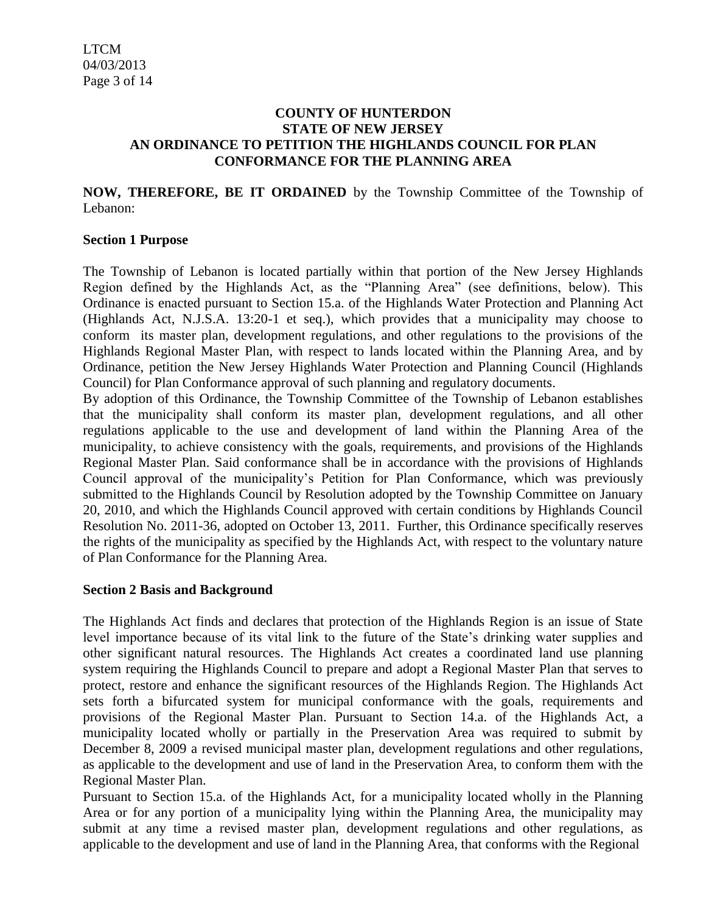**COUNTY OF HUNTERDON**
**STATE OF NEW JERSEY**
**AN ORDINANCE TO PETITION THE HIGHLANDS COUNCIL FOR PLAN CONFORMANCE FOR THE PLANNING AREA**

**NOW, THEREFORE, BE IT ORDAINED** by the Township Committee of the Township of Lebanon:

**Section 1 Purpose**

The Township of Lebanon is located partially within that portion of the New Jersey Highlands Region defined by the Highlands Act, as the "Planning Area" (see definitions, below). This Ordinance is enacted pursuant to Section 15.a. of the Highlands Water Protection and Planning Act (Highlands Act, N.J.S.A. 13:20-1 et seq.), which provides that a municipality may choose to conform its master plan, development regulations, and other regulations to the provisions of the Highlands Regional Master Plan, with respect to lands located within the Planning Area, and by Ordinance, petition the New Jersey Highlands Water Protection and Planning Council (Highlands Council) for Plan Conformance approval of such planning and regulatory documents.

By adoption of this Ordinance, the Township Committee of the Township of Lebanon establishes that the municipality shall conform its master plan, development regulations, and all other regulations applicable to the use and development of land within the Planning Area of the municipality, to achieve consistency with the goals, requirements, and provisions of the Highlands Regional Master Plan. Said conformance shall be in accordance with the provisions of Highlands Council approval of the municipality's Petition for Plan Conformance, which was previously submitted to the Highlands Council by Resolution adopted by the Township Committee on January 20, 2010, and which the Highlands Council approved with certain conditions by Highlands Council Resolution No. 2011-36, adopted on October 13, 2011. Further, this Ordinance specifically reserves the rights of the municipality as specified by the Highlands Act, with respect to the voluntary nature of Plan Conformance for the Planning Area.

**Section 2 Basis and Background**

The Highlands Act finds and declares that protection of the Highlands Region is an issue of State level importance because of its vital link to the future of the State's drinking water supplies and other significant natural resources. The Highlands Act creates a coordinated land use planning system requiring the Highlands Council to prepare and adopt a Regional Master Plan that serves to protect, restore and enhance the significant resources of the Highlands Region. The Highlands Act sets forth a bifurcated system for municipal conformance with the goals, requirements and provisions of the Regional Master Plan. Pursuant to Section 14.a. of the Highlands Act, a municipality located wholly or partially in the Preservation Area was required to submit by December 8, 2009 a revised municipal master plan, development regulations and other regulations, as applicable to the development and use of land in the Preservation Area, to conform them with the Regional Master Plan.

Pursuant to Section 15.a. of the Highlands Act, for a municipality located wholly in the Planning Area or for any portion of a municipality lying within the Planning Area, the municipality may submit at any time a revised master plan, development regulations and other regulations, as applicable to the development and use of land in the Planning Area, that conforms with the Regional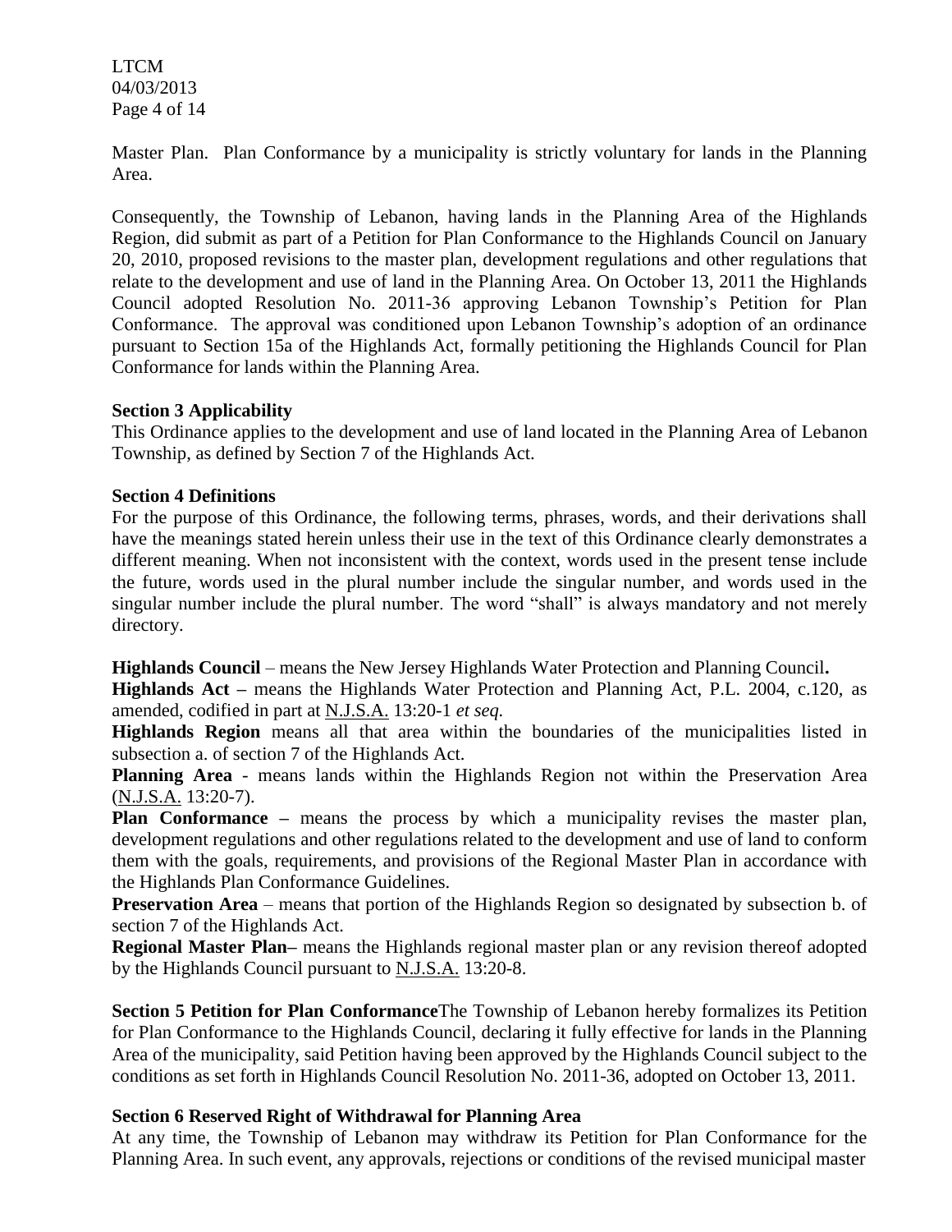Master Plan. Plan Conformance by a municipality is strictly voluntary for lands in the Planning Area.

Consequently, the Township of Lebanon, having lands in the Planning Area of the Highlands Region, did submit as part of a Petition for Plan Conformance to the Highlands Council on January 20, 2010, proposed revisions to the master plan, development regulations and other regulations that relate to the development and use of land in the Planning Area. On October 13, 2011 the Highlands Council adopted Resolution No. 2011-36 approving Lebanon Township's Petition for Plan Conformance. The approval was conditioned upon Lebanon Township's adoption of an ordinance pursuant to Section 15a of the Highlands Act, formally petitioning the Highlands Council for Plan Conformance for lands within the Planning Area.

**Section 3 Applicability**

This Ordinance applies to the development and use of land located in the Planning Area of Lebanon Township, as defined by Section 7 of the Highlands Act.

**Section 4 Definitions**

For the purpose of this Ordinance, the following terms, phrases, words, and their derivations shall have the meanings stated herein unless their use in the text of this Ordinance clearly demonstrates a different meaning. When not inconsistent with the context, words used in the present tense include the future, words used in the plural number include the singular number, and words used in the singular number include the plural number. The word "shall" is always mandatory and not merely directory.

**Highlands Council** – means the New Jersey Highlands Water Protection and Planning Council**.**

**Highlands Act –** means the Highlands Water Protection and Planning Act, P.L. 2004, c.120, as amended, codified in part at N.J.S.A. 13:20-1 *et seq.*

**Highlands Region** means all that area within the boundaries of the municipalities listed in subsection a. of section 7 of the Highlands Act.

**Planning Area** - means lands within the Highlands Region not within the Preservation Area (N.J.S.A. 13:20-7).

**Plan Conformance –** means the process by which a municipality revises the master plan, development regulations and other regulations related to the development and use of land to conform them with the goals, requirements, and provisions of the Regional Master Plan in accordance with the Highlands Plan Conformance Guidelines.

**Preservation Area** – means that portion of the Highlands Region so designated by subsection b. of section 7 of the Highlands Act.

**Regional Master Plan–** means the Highlands regional master plan or any revision thereof adopted by the Highlands Council pursuant to N.J.S.A. 13:20-8.

**Section 5 Petition for Plan Conformance**The Township of Lebanon hereby formalizes its Petition for Plan Conformance to the Highlands Council, declaring it fully effective for lands in the Planning Area of the municipality, said Petition having been approved by the Highlands Council subject to the conditions as set forth in Highlands Council Resolution No. 2011-36, adopted on October 13, 2011.

**Section 6 Reserved Right of Withdrawal for Planning Area**

At any time, the Township of Lebanon may withdraw its Petition for Plan Conformance for the Planning Area. In such event, any approvals, rejections or conditions of the revised municipal master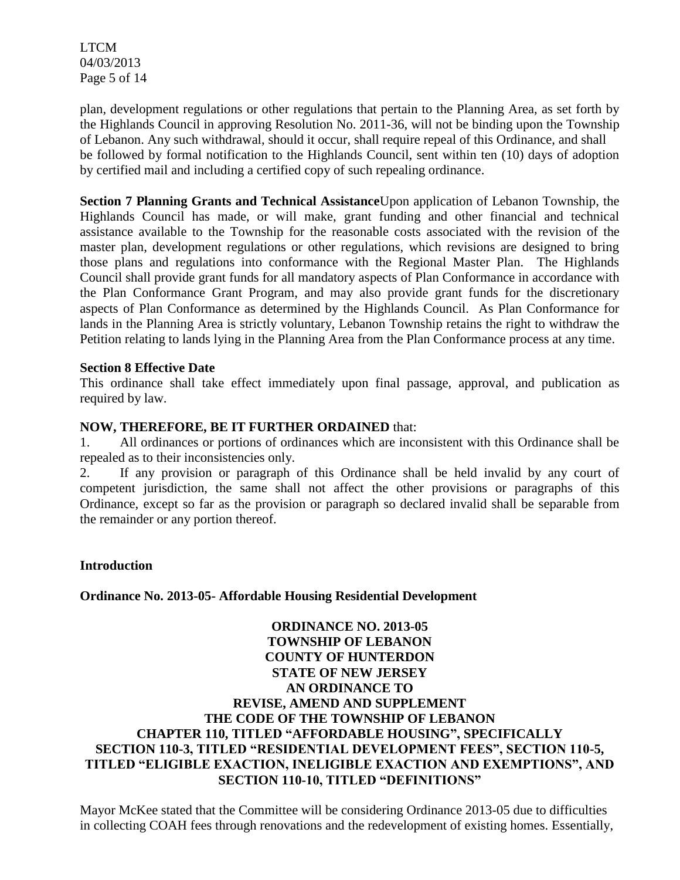plan, development regulations or other regulations that pertain to the Planning Area, as set forth by the Highlands Council in approving Resolution No. 2011-36, will not be binding upon the Township of Lebanon. Any such withdrawal, should it occur, shall require repeal of this Ordinance, and shall be followed by formal notification to the Highlands Council, sent within ten (10) days of adoption by certified mail and including a certified copy of such repealing ordinance.

**Section 7 Planning Grants and Technical Assistance**Upon application of Lebanon Township, the Highlands Council has made, or will make, grant funding and other financial and technical assistance available to the Township for the reasonable costs associated with the revision of the master plan, development regulations or other regulations, which revisions are designed to bring those plans and regulations into conformance with the Regional Master Plan. The Highlands Council shall provide grant funds for all mandatory aspects of Plan Conformance in accordance with the Plan Conformance Grant Program, and may also provide grant funds for the discretionary aspects of Plan Conformance as determined by the Highlands Council. As Plan Conformance for lands in the Planning Area is strictly voluntary, Lebanon Township retains the right to withdraw the Petition relating to lands lying in the Planning Area from the Plan Conformance process at any time.

**Section 8 Effective Date**

This ordinance shall take effect immediately upon final passage, approval, and publication as required by law.

**NOW, THEREFORE, BE IT FURTHER ORDAINED** that:

1. All ordinances or portions of ordinances which are inconsistent with this Ordinance shall be repealed as to their inconsistencies only.
2. If any provision or paragraph of this Ordinance shall be held invalid by any court of competent jurisdiction, the same shall not affect the other provisions or paragraphs of this Ordinance, except so far as the provision or paragraph so declared invalid shall be separable from the remainder or any portion thereof.

**Introduction**

**Ordinance No. 2013-05- Affordable Housing Residential Development**

**ORDINANCE NO. 2013-05**
**TOWNSHIP OF LEBANON**
**COUNTY OF HUNTERDON**
**STATE OF NEW JERSEY**
**AN ORDINANCE TO**
**REVISE, AMEND AND SUPPLEMENT**
**THE CODE OF THE TOWNSHIP OF LEBANON**
**CHAPTER 110, TITLED "AFFORDABLE HOUSING", SPECIFICALLY SECTION 110-3, TITLED "RESIDENTIAL DEVELOPMENT FEES", SECTION 110-5, TITLED "ELIGIBLE EXACTION, INELIGIBLE EXACTION AND EXEMPTIONS", AND SECTION 110-10, TITLED "DEFINITIONS"**

Mayor McKee stated that the Committee will be considering Ordinance 2013-05 due to difficulties in collecting COAH fees through renovations and the redevelopment of existing homes. Essentially,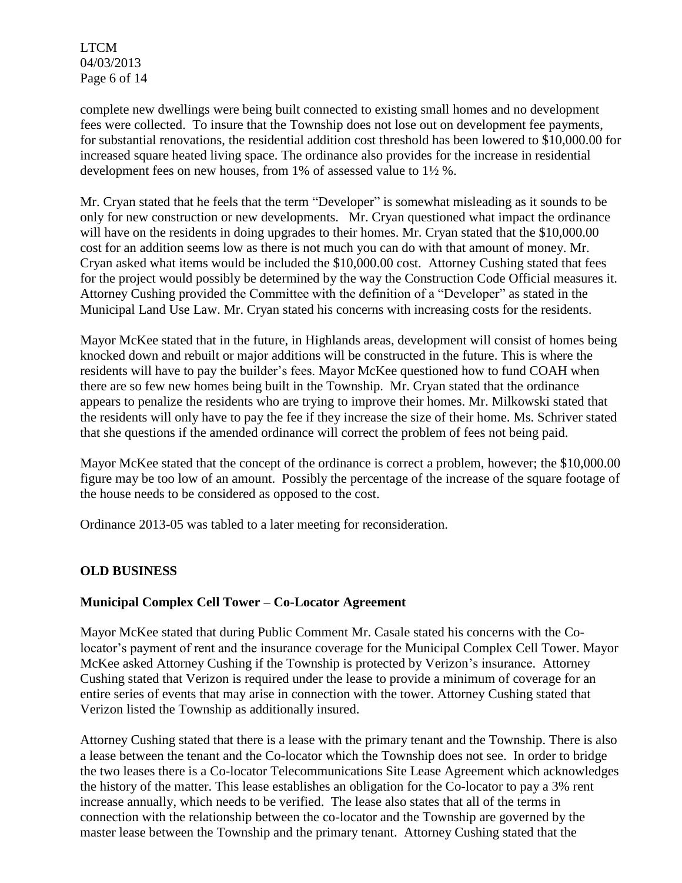complete new dwellings were being built connected to existing small homes and no development fees were collected. To insure that the Township does not lose out on development fee payments, for substantial renovations, the residential addition cost threshold has been lowered to $10,000.00 for increased square heated living space. The ordinance also provides for the increase in residential development fees on new houses, from 1% of assessed value to 1½ %.

Mr. Cryan stated that he feels that the term "Developer" is somewhat misleading as it sounds to be only for new construction or new developments. Mr. Cryan questioned what impact the ordinance will have on the residents in doing upgrades to their homes. Mr. Cryan stated that the $10,000.00 cost for an addition seems low as there is not much you can do with that amount of money. Mr. Cryan asked what items would be included the $10,000.00 cost. Attorney Cushing stated that fees for the project would possibly be determined by the way the Construction Code Official measures it. Attorney Cushing provided the Committee with the definition of a "Developer" as stated in the Municipal Land Use Law. Mr. Cryan stated his concerns with increasing costs for the residents.

Mayor McKee stated that in the future, in Highlands areas, development will consist of homes being knocked down and rebuilt or major additions will be constructed in the future. This is where the residents will have to pay the builder's fees. Mayor McKee questioned how to fund COAH when there are so few new homes being built in the Township. Mr. Cryan stated that the ordinance appears to penalize the residents who are trying to improve their homes. Mr. Milkowski stated that the residents will only have to pay the fee if they increase the size of their home. Ms. Schriver stated that she questions if the amended ordinance will correct the problem of fees not being paid.

Mayor McKee stated that the concept of the ordinance is correct a problem, however; the $10,000.00 figure may be too low of an amount. Possibly the percentage of the increase of the square footage of the house needs to be considered as opposed to the cost.

Ordinance 2013-05 was tabled to a later meeting for reconsideration.

## OLD BUSINESS

### Municipal Complex Cell Tower – Co-Locator Agreement

Mayor McKee stated that during Public Comment Mr. Casale stated his concerns with the Co-locator's payment of rent and the insurance coverage for the Municipal Complex Cell Tower. Mayor McKee asked Attorney Cushing if the Township is protected by Verizon's insurance. Attorney Cushing stated that Verizon is required under the lease to provide a minimum of coverage for an entire series of events that may arise in connection with the tower. Attorney Cushing stated that Verizon listed the Township as additionally insured.

Attorney Cushing stated that there is a lease with the primary tenant and the Township. There is also a lease between the tenant and the Co-locator which the Township does not see. In order to bridge the two leases there is a Co-locator Telecommunications Site Lease Agreement which acknowledges the history of the matter. This lease establishes an obligation for the Co-locator to pay a 3% rent increase annually, which needs to be verified. The lease also states that all of the terms in connection with the relationship between the co-locator and the Township are governed by the master lease between the Township and the primary tenant. Attorney Cushing stated that the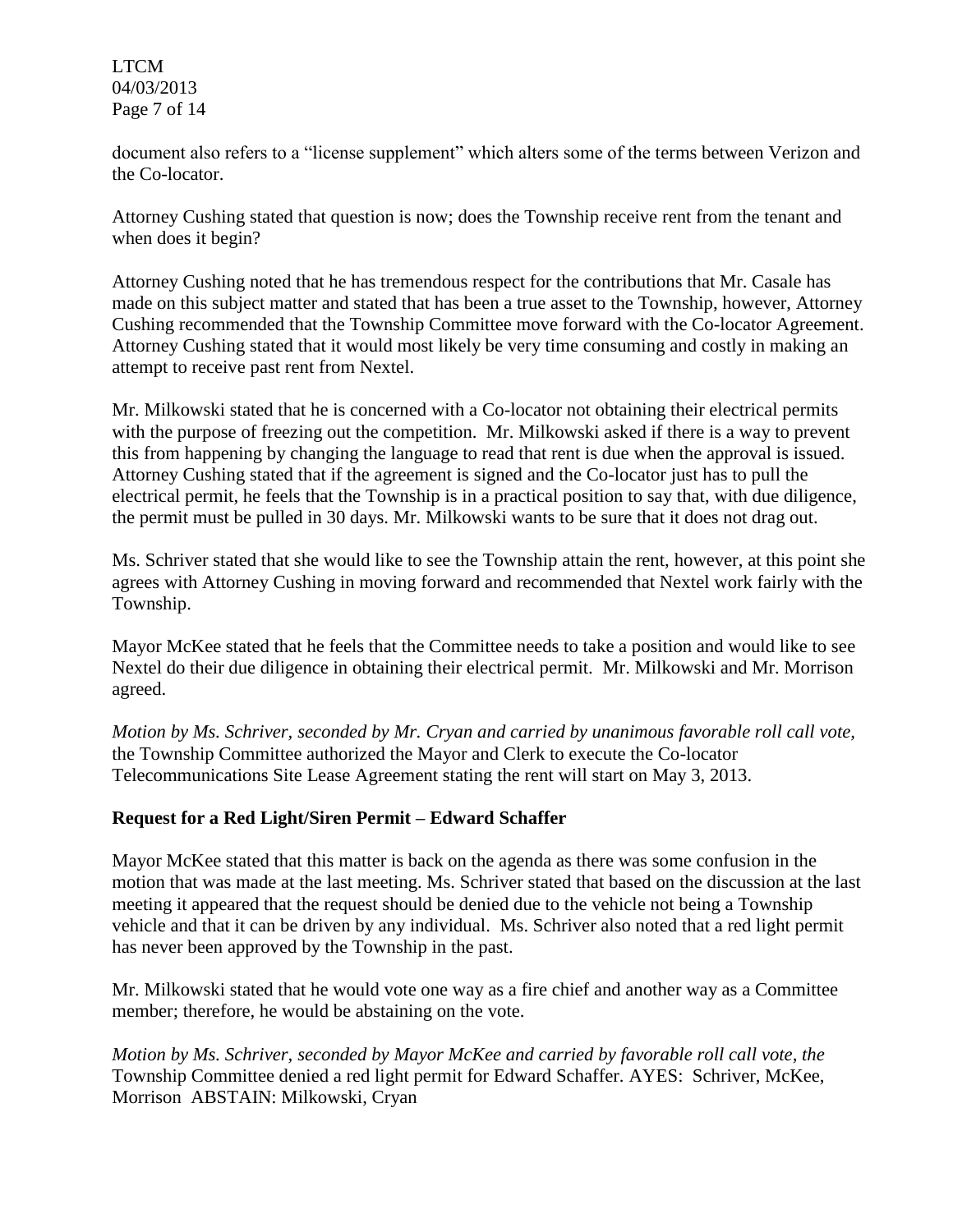document also refers to a "license supplement" which alters some of the terms between Verizon and the Co-locator.

Attorney Cushing stated that question is now; does the Township receive rent from the tenant and when does it begin?

Attorney Cushing noted that he has tremendous respect for the contributions that Mr. Casale has made on this subject matter and stated that has been a true asset to the Township, however, Attorney Cushing recommended that the Township Committee move forward with the Co-locator Agreement. Attorney Cushing stated that it would most likely be very time consuming and costly in making an attempt to receive past rent from Nextel.

Mr. Milkowski stated that he is concerned with a Co-locator not obtaining their electrical permits with the purpose of freezing out the competition. Mr. Milkowski asked if there is a way to prevent this from happening by changing the language to read that rent is due when the approval is issued. Attorney Cushing stated that if the agreement is signed and the Co-locator just has to pull the electrical permit, he feels that the Township is in a practical position to say that, with due diligence, the permit must be pulled in 30 days. Mr. Milkowski wants to be sure that it does not drag out.

Ms. Schriver stated that she would like to see the Township attain the rent, however, at this point she agrees with Attorney Cushing in moving forward and recommended that Nextel work fairly with the Township.

Mayor McKee stated that he feels that the Committee needs to take a position and would like to see Nextel do their due diligence in obtaining their electrical permit. Mr. Milkowski and Mr. Morrison agreed.

*Motion by Ms. Schriver, seconded by Mr. Cryan and carried by unanimous favorable roll call vote,* the Township Committee authorized the Mayor and Clerk to execute the Co-locator Telecommunications Site Lease Agreement stating the rent will start on May 3, 2013.

**Request for a Red Light/Siren Permit – Edward Schaffer**

Mayor McKee stated that this matter is back on the agenda as there was some confusion in the motion that was made at the last meeting. Ms. Schriver stated that based on the discussion at the last meeting it appeared that the request should be denied due to the vehicle not being a Township vehicle and that it can be driven by any individual. Ms. Schriver also noted that a red light permit has never been approved by the Township in the past.

Mr. Milkowski stated that he would vote one way as a fire chief and another way as a Committee member; therefore, he would be abstaining on the vote.

*Motion by Ms. Schriver, seconded by Mayor McKee and carried by favorable roll call vote, the* Township Committee denied a red light permit for Edward Schaffer. AYES: Schriver, McKee, Morrison ABSTAIN: Milkowski, Cryan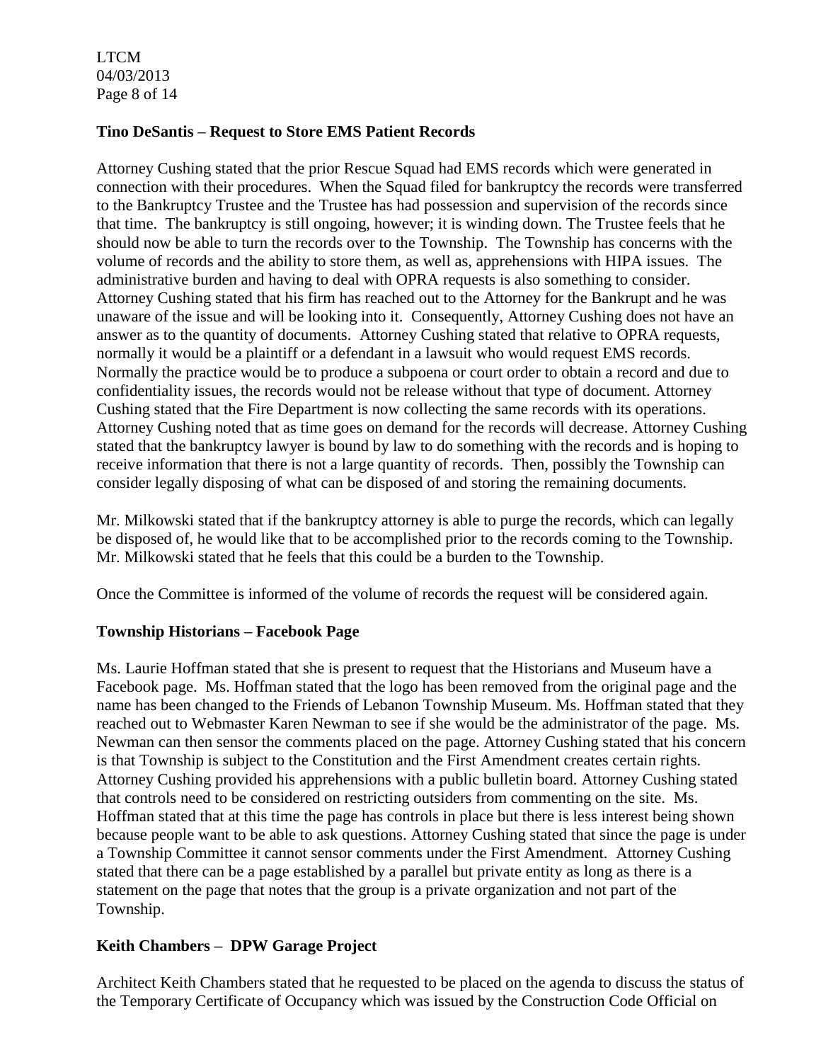**Tino DeSantis – Request to Store EMS Patient Records**

Attorney Cushing stated that the prior Rescue Squad had EMS records which were generated in connection with their procedures. When the Squad filed for bankruptcy the records were transferred to the Bankruptcy Trustee and the Trustee has had possession and supervision of the records since that time. The bankruptcy is still ongoing, however; it is winding down. The Trustee feels that he should now be able to turn the records over to the Township. The Township has concerns with the volume of records and the ability to store them, as well as, apprehensions with HIPA issues. The administrative burden and having to deal with OPRA requests is also something to consider. Attorney Cushing stated that his firm has reached out to the Attorney for the Bankrupt and he was unaware of the issue and will be looking into it. Consequently, Attorney Cushing does not have an answer as to the quantity of documents. Attorney Cushing stated that relative to OPRA requests, normally it would be a plaintiff or a defendant in a lawsuit who would request EMS records. Normally the practice would be to produce a subpoena or court order to obtain a record and due to confidentiality issues, the records would not be release without that type of document. Attorney Cushing stated that the Fire Department is now collecting the same records with its operations. Attorney Cushing noted that as time goes on demand for the records will decrease. Attorney Cushing stated that the bankruptcy lawyer is bound by law to do something with the records and is hoping to receive information that there is not a large quantity of records. Then, possibly the Township can consider legally disposing of what can be disposed of and storing the remaining documents.

Mr. Milkowski stated that if the bankruptcy attorney is able to purge the records, which can legally be disposed of, he would like that to be accomplished prior to the records coming to the Township. Mr. Milkowski stated that he feels that this could be a burden to the Township.

Once the Committee is informed of the volume of records the request will be considered again.

**Township Historians – Facebook Page**

Ms. Laurie Hoffman stated that she is present to request that the Historians and Museum have a Facebook page. Ms. Hoffman stated that the logo has been removed from the original page and the name has been changed to the Friends of Lebanon Township Museum. Ms. Hoffman stated that they reached out to Webmaster Karen Newman to see if she would be the administrator of the page. Ms. Newman can then sensor the comments placed on the page. Attorney Cushing stated that his concern is that Township is subject to the Constitution and the First Amendment creates certain rights. Attorney Cushing provided his apprehensions with a public bulletin board. Attorney Cushing stated that controls need to be considered on restricting outsiders from commenting on the site. Ms. Hoffman stated that at this time the page has controls in place but there is less interest being shown because people want to be able to ask questions. Attorney Cushing stated that since the page is under a Township Committee it cannot sensor comments under the First Amendment. Attorney Cushing stated that there can be a page established by a parallel but private entity as long as there is a statement on the page that notes that the group is a private organization and not part of the Township.

**Keith Chambers – DPW Garage Project**

Architect Keith Chambers stated that he requested to be placed on the agenda to discuss the status of the Temporary Certificate of Occupancy which was issued by the Construction Code Official on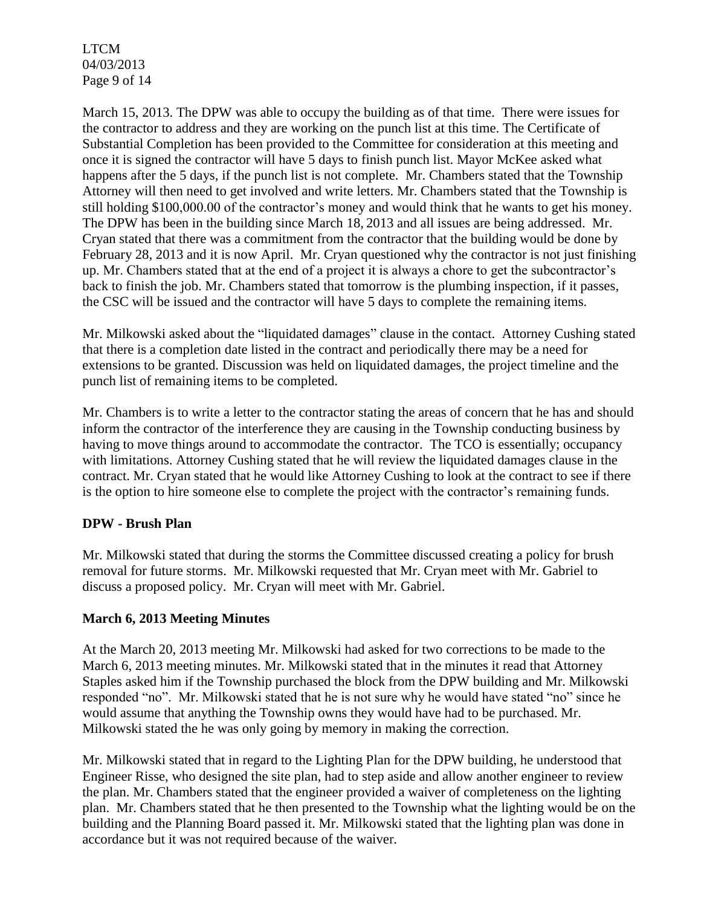March 15, 2013. The DPW was able to occupy the building as of that time. There were issues for the contractor to address and they are working on the punch list at this time. The Certificate of Substantial Completion has been provided to the Committee for consideration at this meeting and once it is signed the contractor will have 5 days to finish punch list. Mayor McKee asked what happens after the 5 days, if the punch list is not complete. Mr. Chambers stated that the Township Attorney will then need to get involved and write letters. Mr. Chambers stated that the Township is still holding $100,000.00 of the contractor's money and would think that he wants to get his money. The DPW has been in the building since March 18, 2013 and all issues are being addressed. Mr. Cryan stated that there was a commitment from the contractor that the building would be done by February 28, 2013 and it is now April. Mr. Cryan questioned why the contractor is not just finishing up. Mr. Chambers stated that at the end of a project it is always a chore to get the subcontractor's back to finish the job. Mr. Chambers stated that tomorrow is the plumbing inspection, if it passes, the CSC will be issued and the contractor will have 5 days to complete the remaining items.

Mr. Milkowski asked about the "liquidated damages" clause in the contact. Attorney Cushing stated that there is a completion date listed in the contract and periodically there may be a need for extensions to be granted. Discussion was held on liquidated damages, the project timeline and the punch list of remaining items to be completed.

Mr. Chambers is to write a letter to the contractor stating the areas of concern that he has and should inform the contractor of the interference they are causing in the Township conducting business by having to move things around to accommodate the contractor. The TCO is essentially; occupancy with limitations. Attorney Cushing stated that he will review the liquidated damages clause in the contract. Mr. Cryan stated that he would like Attorney Cushing to look at the contract to see if there is the option to hire someone else to complete the project with the contractor's remaining funds.

**DPW - Brush Plan**

Mr. Milkowski stated that during the storms the Committee discussed creating a policy for brush removal for future storms. Mr. Milkowski requested that Mr. Cryan meet with Mr. Gabriel to discuss a proposed policy. Mr. Cryan will meet with Mr. Gabriel.

**March 6, 2013 Meeting Minutes**

At the March 20, 2013 meeting Mr. Milkowski had asked for two corrections to be made to the March 6, 2013 meeting minutes. Mr. Milkowski stated that in the minutes it read that Attorney Staples asked him if the Township purchased the block from the DPW building and Mr. Milkowski responded "no". Mr. Milkowski stated that he is not sure why he would have stated "no" since he would assume that anything the Township owns they would have had to be purchased. Mr. Milkowski stated the he was only going by memory in making the correction.

Mr. Milkowski stated that in regard to the Lighting Plan for the DPW building, he understood that Engineer Risse, who designed the site plan, had to step aside and allow another engineer to review the plan. Mr. Chambers stated that the engineer provided a waiver of completeness on the lighting plan. Mr. Chambers stated that he then presented to the Township what the lighting would be on the building and the Planning Board passed it. Mr. Milkowski stated that the lighting plan was done in accordance but it was not required because of the waiver.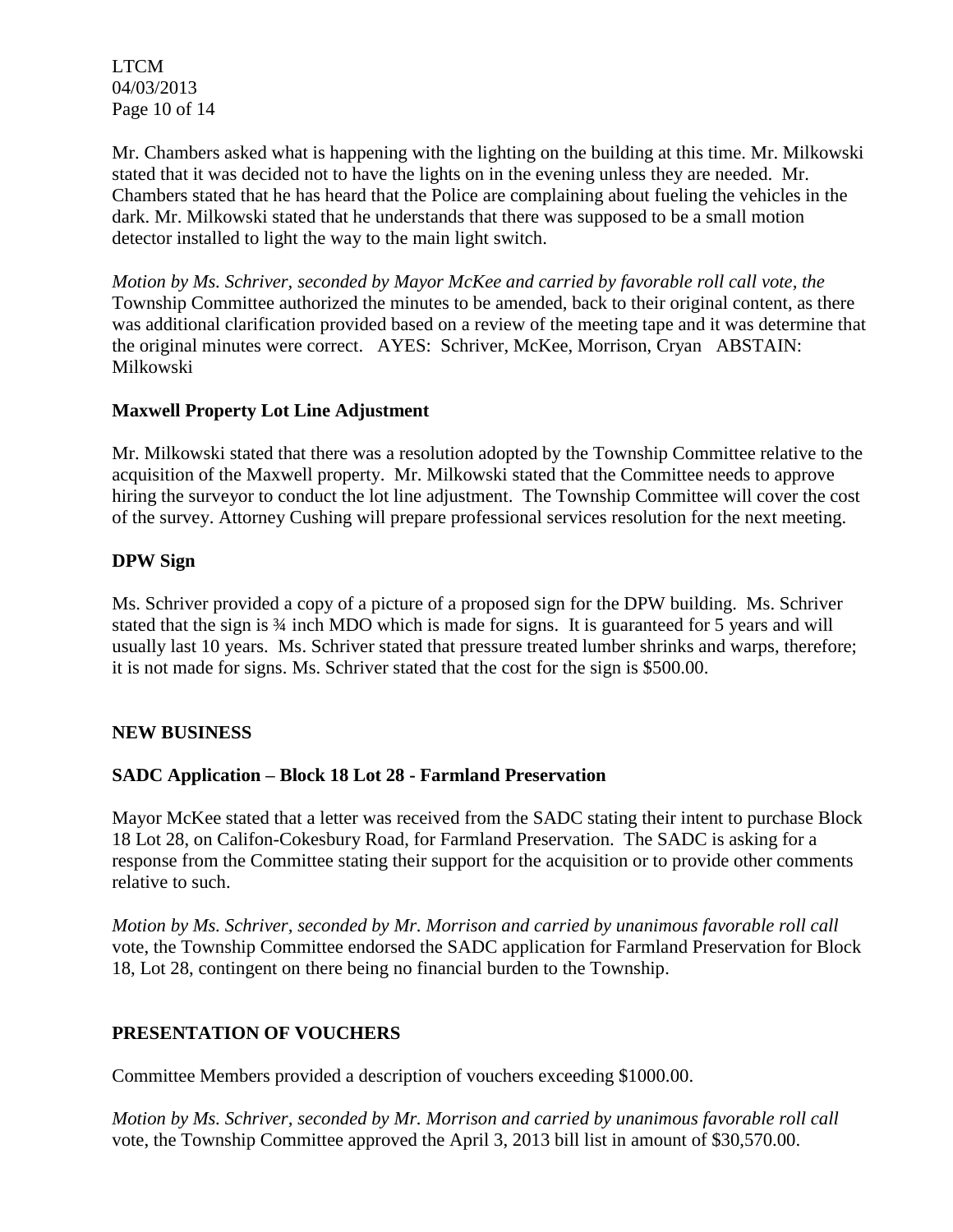Mr. Chambers asked what is happening with the lighting on the building at this time. Mr. Milkowski stated that it was decided not to have the lights on in the evening unless they are needed. Mr. Chambers stated that he has heard that the Police are complaining about fueling the vehicles in the dark. Mr. Milkowski stated that he understands that there was supposed to be a small motion detector installed to light the way to the main light switch.

*Motion by Ms. Schriver, seconded by Mayor McKee and carried by favorable roll call vote, the* Township Committee authorized the minutes to be amended, back to their original content, as there was additional clarification provided based on a review of the meeting tape and it was determine that the original minutes were correct. AYES: Schriver, McKee, Morrison, Cryan ABSTAIN: Milkowski

**Maxwell Property Lot Line Adjustment**

Mr. Milkowski stated that there was a resolution adopted by the Township Committee relative to the acquisition of the Maxwell property. Mr. Milkowski stated that the Committee needs to approve hiring the surveyor to conduct the lot line adjustment. The Township Committee will cover the cost of the survey. Attorney Cushing will prepare professional services resolution for the next meeting.

**DPW Sign**

Ms. Schriver provided a copy of a picture of a proposed sign for the DPW building. Ms. Schriver stated that the sign is ¾ inch MDO which is made for signs. It is guaranteed for 5 years and will usually last 10 years. Ms. Schriver stated that pressure treated lumber shrinks and warps, therefore; it is not made for signs. Ms. Schriver stated that the cost for the sign is $500.00.

**NEW BUSINESS**

**SADC Application – Block 18 Lot 28 - Farmland Preservation**

Mayor McKee stated that a letter was received from the SADC stating their intent to purchase Block 18 Lot 28, on Califon-Cokesbury Road, for Farmland Preservation. The SADC is asking for a response from the Committee stating their support for the acquisition or to provide other comments relative to such.

*Motion by Ms. Schriver, seconded by Mr. Morrison and carried by unanimous favorable roll call* vote, the Township Committee endorsed the SADC application for Farmland Preservation for Block 18, Lot 28, contingent on there being no financial burden to the Township.

**PRESENTATION OF VOUCHERS**

Committee Members provided a description of vouchers exceeding $1000.00.

*Motion by Ms. Schriver, seconded by Mr. Morrison and carried by unanimous favorable roll call* vote, the Township Committee approved the April 3, 2013 bill list in amount of $30,570.00.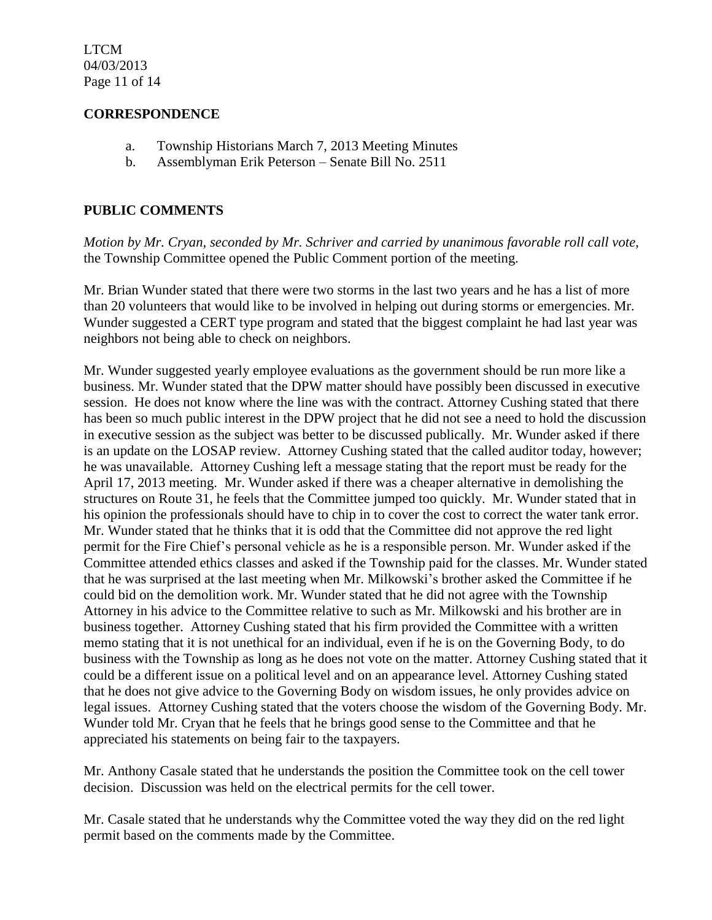## CORRESPONDENCE

a. Township Historians March 7, 2013 Meeting Minutes
b. Assemblyman Erik Peterson – Senate Bill No. 2511

## PUBLIC COMMENTS

*Motion by Mr. Cryan, seconded by Mr. Schriver and carried by unanimous favorable roll call vote*, the Township Committee opened the Public Comment portion of the meeting.

Mr. Brian Wunder stated that there were two storms in the last two years and he has a list of more than 20 volunteers that would like to be involved in helping out during storms or emergencies. Mr. Wunder suggested a CERT type program and stated that the biggest complaint he had last year was neighbors not being able to check on neighbors.

Mr. Wunder suggested yearly employee evaluations as the government should be run more like a business. Mr. Wunder stated that the DPW matter should have possibly been discussed in executive session. He does not know where the line was with the contract. Attorney Cushing stated that there has been so much public interest in the DPW project that he did not see a need to hold the discussion in executive session as the subject was better to be discussed publically. Mr. Wunder asked if there is an update on the LOSAP review. Attorney Cushing stated that the called auditor today, however; he was unavailable. Attorney Cushing left a message stating that the report must be ready for the April 17, 2013 meeting. Mr. Wunder asked if there was a cheaper alternative in demolishing the structures on Route 31, he feels that the Committee jumped too quickly. Mr. Wunder stated that in his opinion the professionals should have to chip in to cover the cost to correct the water tank error. Mr. Wunder stated that he thinks that it is odd that the Committee did not approve the red light permit for the Fire Chief's personal vehicle as he is a responsible person. Mr. Wunder asked if the Committee attended ethics classes and asked if the Township paid for the classes. Mr. Wunder stated that he was surprised at the last meeting when Mr. Milkowski's brother asked the Committee if he could bid on the demolition work. Mr. Wunder stated that he did not agree with the Township Attorney in his advice to the Committee relative to such as Mr. Milkowski and his brother are in business together. Attorney Cushing stated that his firm provided the Committee with a written memo stating that it is not unethical for an individual, even if he is on the Governing Body, to do business with the Township as long as he does not vote on the matter. Attorney Cushing stated that it could be a different issue on a political level and on an appearance level. Attorney Cushing stated that he does not give advice to the Governing Body on wisdom issues, he only provides advice on legal issues. Attorney Cushing stated that the voters choose the wisdom of the Governing Body. Mr. Wunder told Mr. Cryan that he feels that he brings good sense to the Committee and that he appreciated his statements on being fair to the taxpayers.

Mr. Anthony Casale stated that he understands the position the Committee took on the cell tower decision. Discussion was held on the electrical permits for the cell tower.

Mr. Casale stated that he understands why the Committee voted the way they did on the red light permit based on the comments made by the Committee.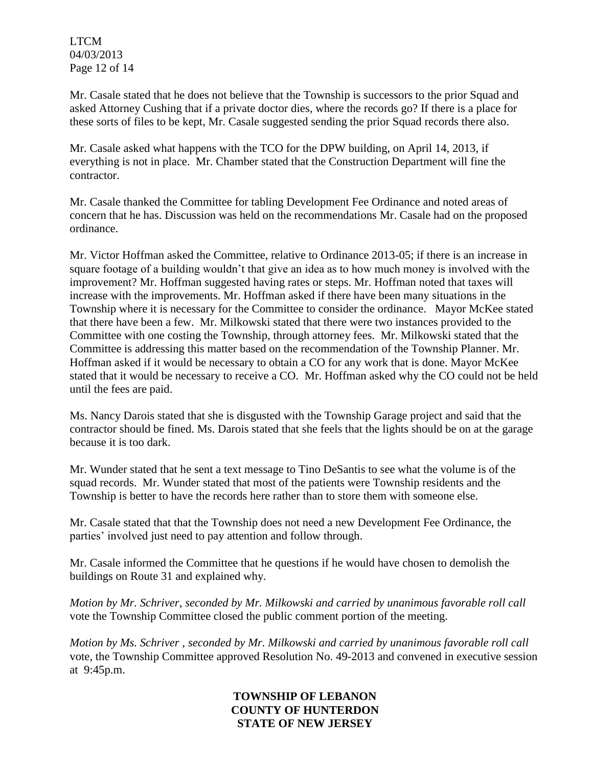Mr. Casale stated that he does not believe that the Township is successors to the prior Squad and asked Attorney Cushing that if a private doctor dies, where the records go? If there is a place for these sorts of files to be kept, Mr. Casale suggested sending the prior Squad records there also.

Mr. Casale asked what happens with the TCO for the DPW building, on April 14, 2013, if everything is not in place. Mr. Chamber stated that the Construction Department will fine the contractor.

Mr. Casale thanked the Committee for tabling Development Fee Ordinance and noted areas of concern that he has. Discussion was held on the recommendations Mr. Casale had on the proposed ordinance.

Mr. Victor Hoffman asked the Committee, relative to Ordinance 2013-05; if there is an increase in square footage of a building wouldn't that give an idea as to how much money is involved with the improvement? Mr. Hoffman suggested having rates or steps. Mr. Hoffman noted that taxes will increase with the improvements. Mr. Hoffman asked if there have been many situations in the Township where it is necessary for the Committee to consider the ordinance. Mayor McKee stated that there have been a few. Mr. Milkowski stated that there were two instances provided to the Committee with one costing the Township, through attorney fees. Mr. Milkowski stated that the Committee is addressing this matter based on the recommendation of the Township Planner. Mr. Hoffman asked if it would be necessary to obtain a CO for any work that is done. Mayor McKee stated that it would be necessary to receive a CO. Mr. Hoffman asked why the CO could not be held until the fees are paid.

Ms. Nancy Darois stated that she is disgusted with the Township Garage project and said that the contractor should be fined. Ms. Darois stated that she feels that the lights should be on at the garage because it is too dark.

Mr. Wunder stated that he sent a text message to Tino DeSantis to see what the volume is of the squad records. Mr. Wunder stated that most of the patients were Township residents and the Township is better to have the records here rather than to store them with someone else.

Mr. Casale stated that that the Township does not need a new Development Fee Ordinance, the parties' involved just need to pay attention and follow through.

Mr. Casale informed the Committee that he questions if he would have chosen to demolish the buildings on Route 31 and explained why.

*Motion by Mr. Schriver, seconded by Mr. Milkowski and carried by unanimous favorable roll call* vote the Township Committee closed the public comment portion of the meeting.

*Motion by Ms. Schriver , seconded by Mr. Milkowski and carried by unanimous favorable roll call* vote, the Township Committee approved Resolution No. 49-2013 and convened in executive session at 9:45p.m.

**TOWNSHIP OF LEBANON**
**COUNTY OF HUNTERDON**
**STATE OF NEW JERSEY**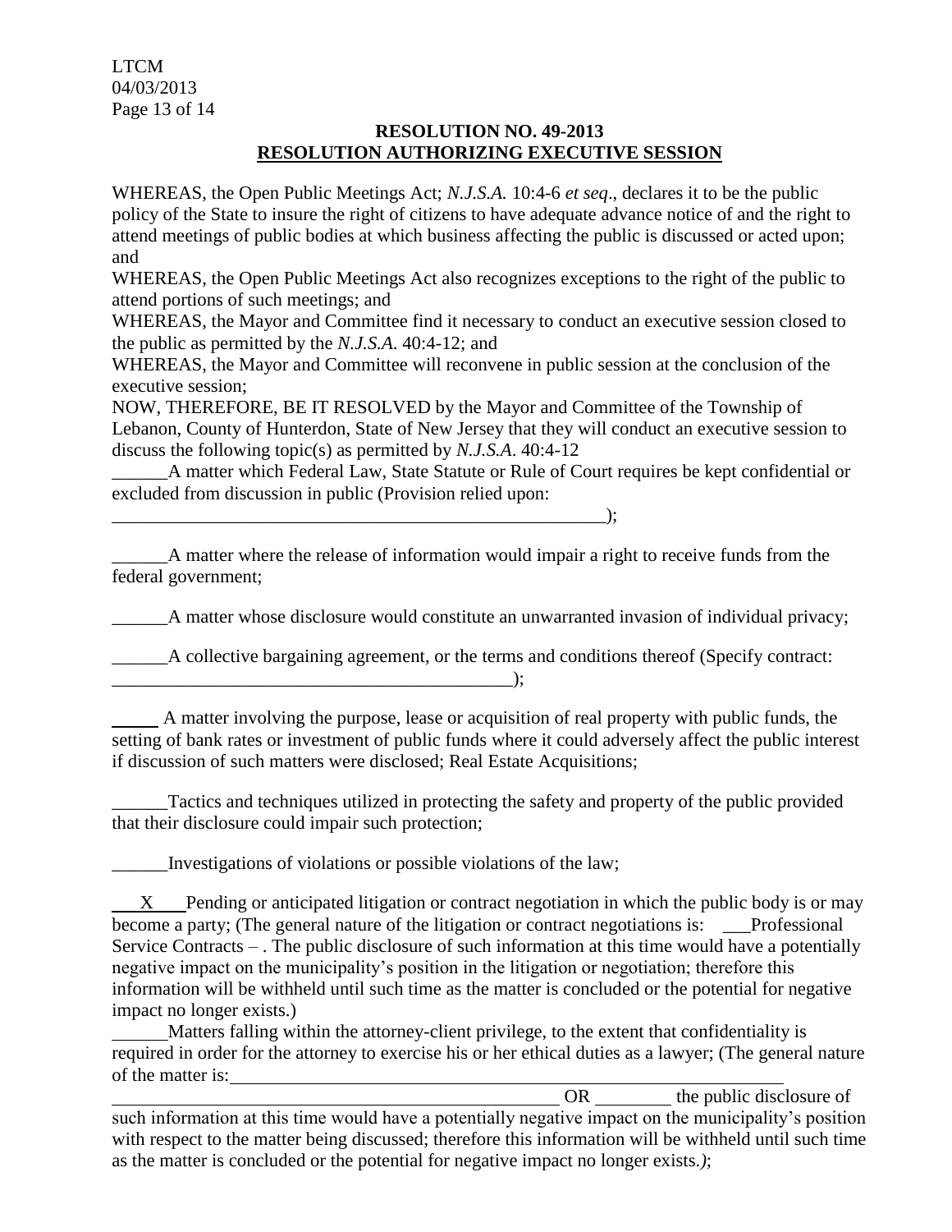**RESOLUTION NO. 49-2013**
**RESOLUTION AUTHORIZING EXECUTIVE SESSION**

WHEREAS, the Open Public Meetings Act; *N.J.S.A.* 10:4-6 *et seq*., declares it to be the public policy of the State to insure the right of citizens to have adequate advance notice of and the right to attend meetings of public bodies at which business affecting the public is discussed or acted upon; and

WHEREAS, the Open Public Meetings Act also recognizes exceptions to the right of the public to attend portions of such meetings; and

WHEREAS, the Mayor and Committee find it necessary to conduct an executive session closed to the public as permitted by the *N.J.S.A.* 40:4-12; and

WHEREAS, the Mayor and Committee will reconvene in public session at the conclusion of the executive session;

NOW, THEREFORE, BE IT RESOLVED by the Mayor and Committee of the Township of Lebanon, County of Hunterdon, State of New Jersey that they will conduct an executive session to discuss the following topic(s) as permitted by *N.J.S.A.* 40:4-12

______A matter which Federal Law, State Statute or Rule of Court requires be kept confidential or excluded from discussion in public (Provision relied upon: ________________________________________________________);

______A matter where the release of information would impair a right to receive funds from the federal government;

______A matter whose disclosure would constitute an unwarranted invasion of individual privacy;

______A collective bargaining agreement, or the terms and conditions thereof (Specify contract: ____________________________________________);

_____ A matter involving the purpose, lease or acquisition of real property with public funds, the setting of bank rates or investment of public funds where it could adversely affect the public interest if discussion of such matters were disclosed; Real Estate Acquisitions;

______Tactics and techniques utilized in protecting the safety and property of the public provided that their disclosure could impair such protection;

______Investigations of violations or possible violations of the law;

___X___ Pending or anticipated litigation or contract negotiation in which the public body is or may become a party; (The general nature of the litigation or contract negotiations is: ___Professional Service Contracts – . The public disclosure of such information at this time would have a potentially negative impact on the municipality's position in the litigation or negotiation; therefore this information will be withheld until such time as the matter is concluded or the potential for negative impact no longer exists.)

______Matters falling within the attorney-client privilege, to the extent that confidentiality is required in order for the attorney to exercise his or her ethical duties as a lawyer; (The general nature of the matter is: ________________________________________________________ OR ________ the public disclosure of such information at this time would have a potentially negative impact on the municipality's position with respect to the matter being discussed; therefore this information will be withheld until such time as the matter is concluded or the potential for negative impact no longer exists.*)*;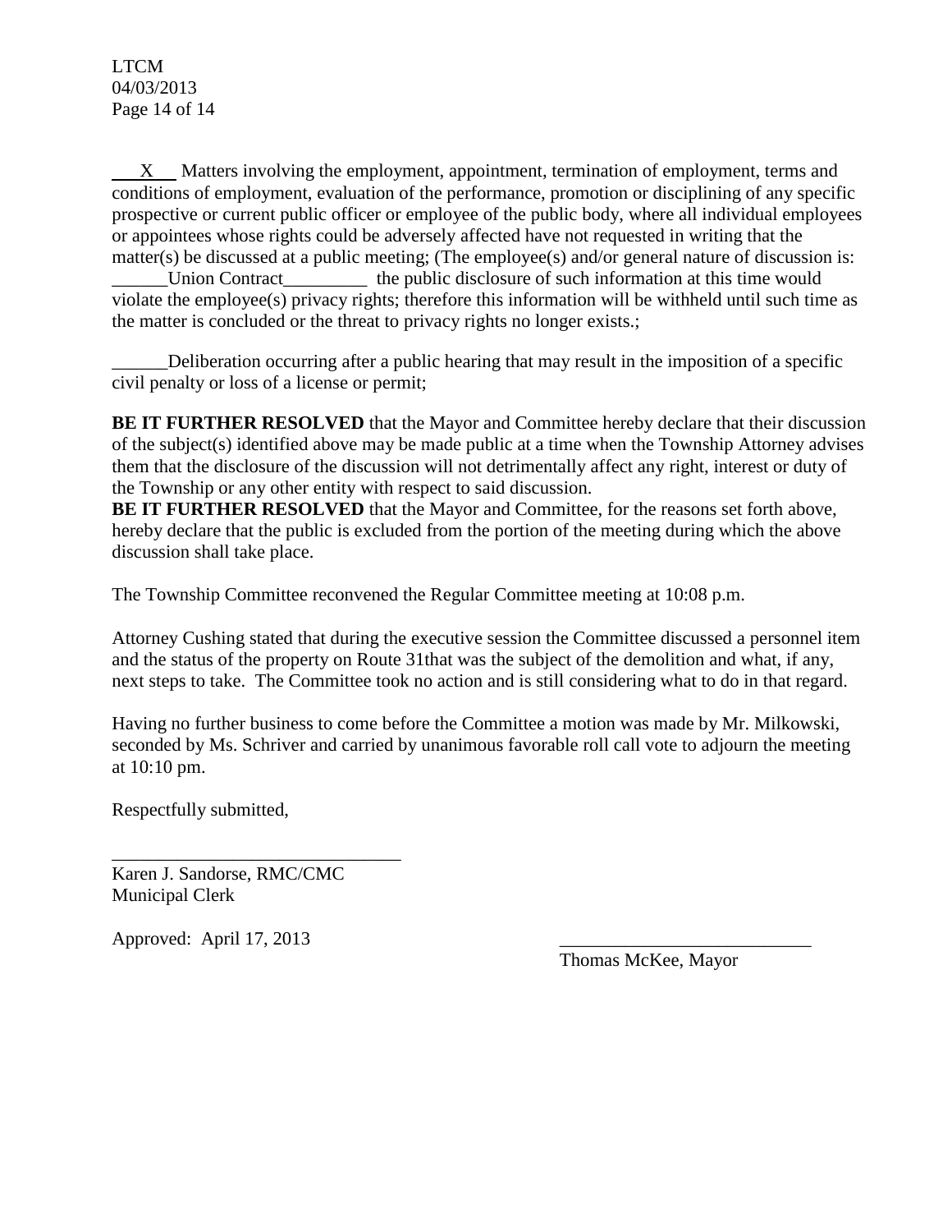\_\_X\_\_ Matters involving the employment, appointment, termination of employment, terms and conditions of employment, evaluation of the performance, promotion or disciplining of any specific prospective or current public officer or employee of the public body, where all individual employees or appointees whose rights could be adversely affected have not requested in writing that the matter(s) be discussed at a public meeting; (The employee(s) and/or general nature of discussion is: ______Union Contract_________ the public disclosure of such information at this time would violate the employee(s) privacy rights; therefore this information will be withheld until such time as the matter is concluded or the threat to privacy rights no longer exists.;

______Deliberation occurring after a public hearing that may result in the imposition of a specific civil penalty or loss of a license or permit;

**BE IT FURTHER RESOLVED** that the Mayor and Committee hereby declare that their discussion of the subject(s) identified above may be made public at a time when the Township Attorney advises them that the disclosure of the discussion will not detrimentally affect any right, interest or duty of the Township or any other entity with respect to said discussion.

**BE IT FURTHER RESOLVED** that the Mayor and Committee, for the reasons set forth above, hereby declare that the public is excluded from the portion of the meeting during which the above discussion shall take place.

The Township Committee reconvened the Regular Committee meeting at 10:08 p.m.

Attorney Cushing stated that during the executive session the Committee discussed a personnel item and the status of the property on Route 31that was the subject of the demolition and what, if any, next steps to take. The Committee took no action and is still considering what to do in that regard.

Having no further business to come before the Committee a motion was made by Mr. Milkowski, seconded by Ms. Schriver and carried by unanimous favorable roll call vote to adjourn the meeting at 10:10 pm.

Respectfully submitted,

_______________________________

Karen J. Sandorse, RMC/CMC
Municipal Clerk

Approved: April 17, 2013

_______________________________

Thomas McKee, Mayor